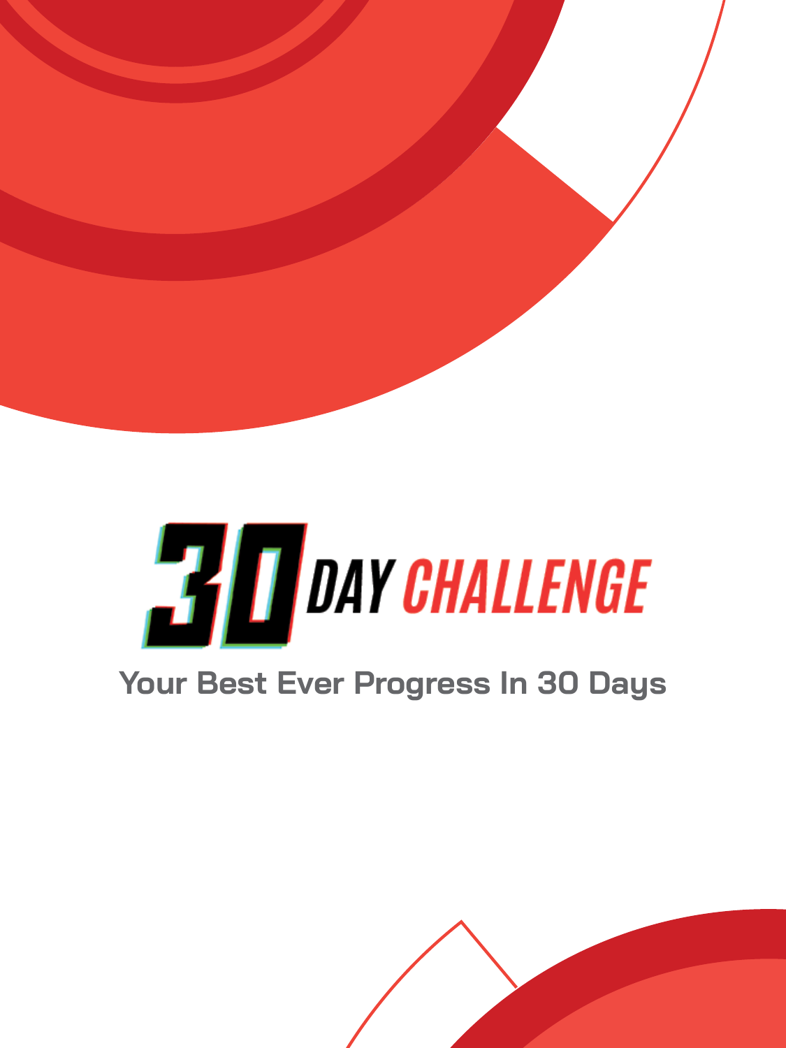# 30 DAY CHALLENGE

**Your Best Ever Progress In 30 Days**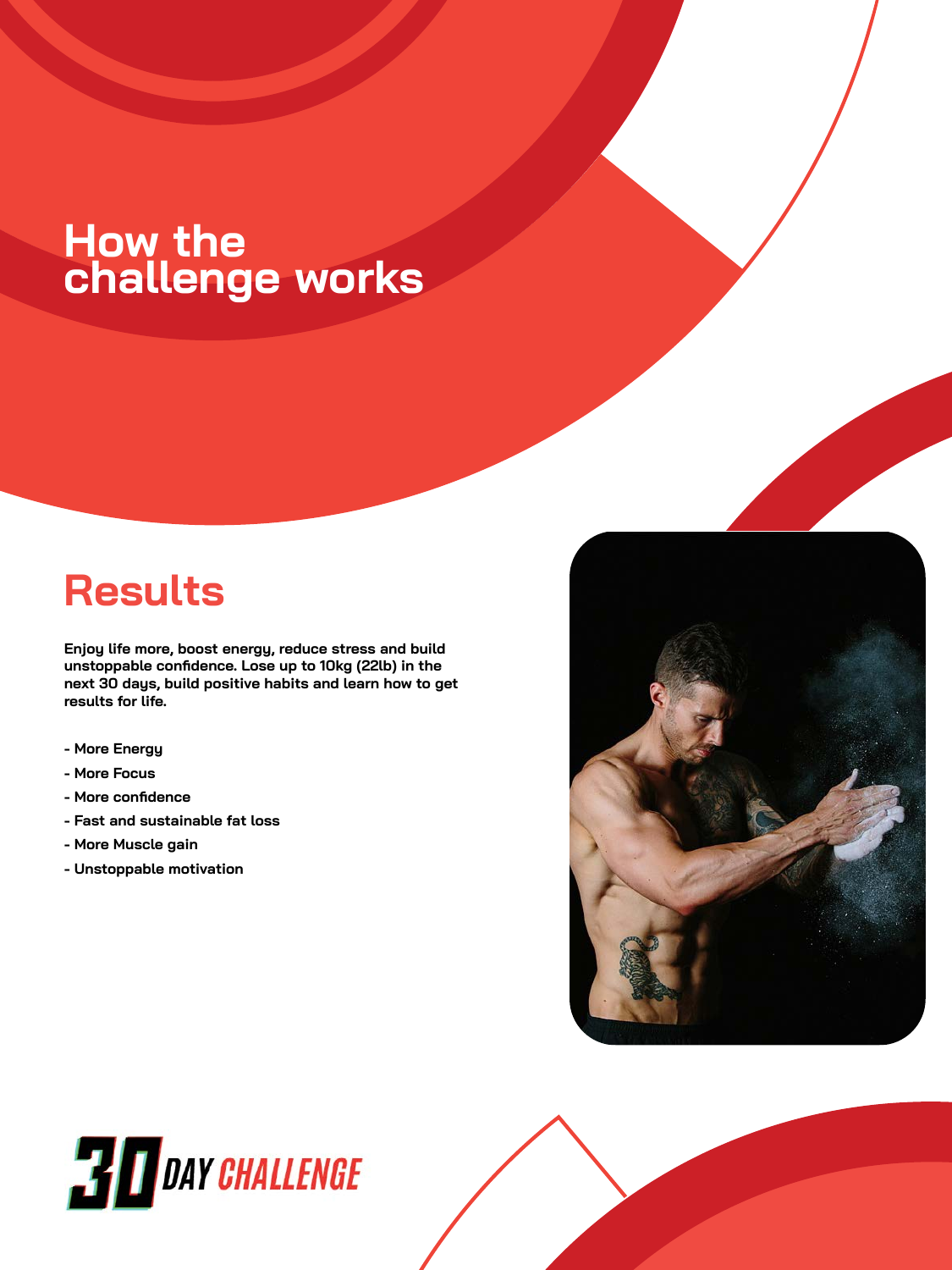# How the challenge works

## Results

**Enjoy life more, boost energy, reduce stress and build unstoppable confidence. Lose up to 10kg (22lb) in the next 30 days, build positive habits and learn how to get results for life.**

- More Energy
- More Focus
- More confidence
- Fast and sustainable fat loss
- More Muscle gain
- Unstoppable motivation

30 DAY CHALLENGE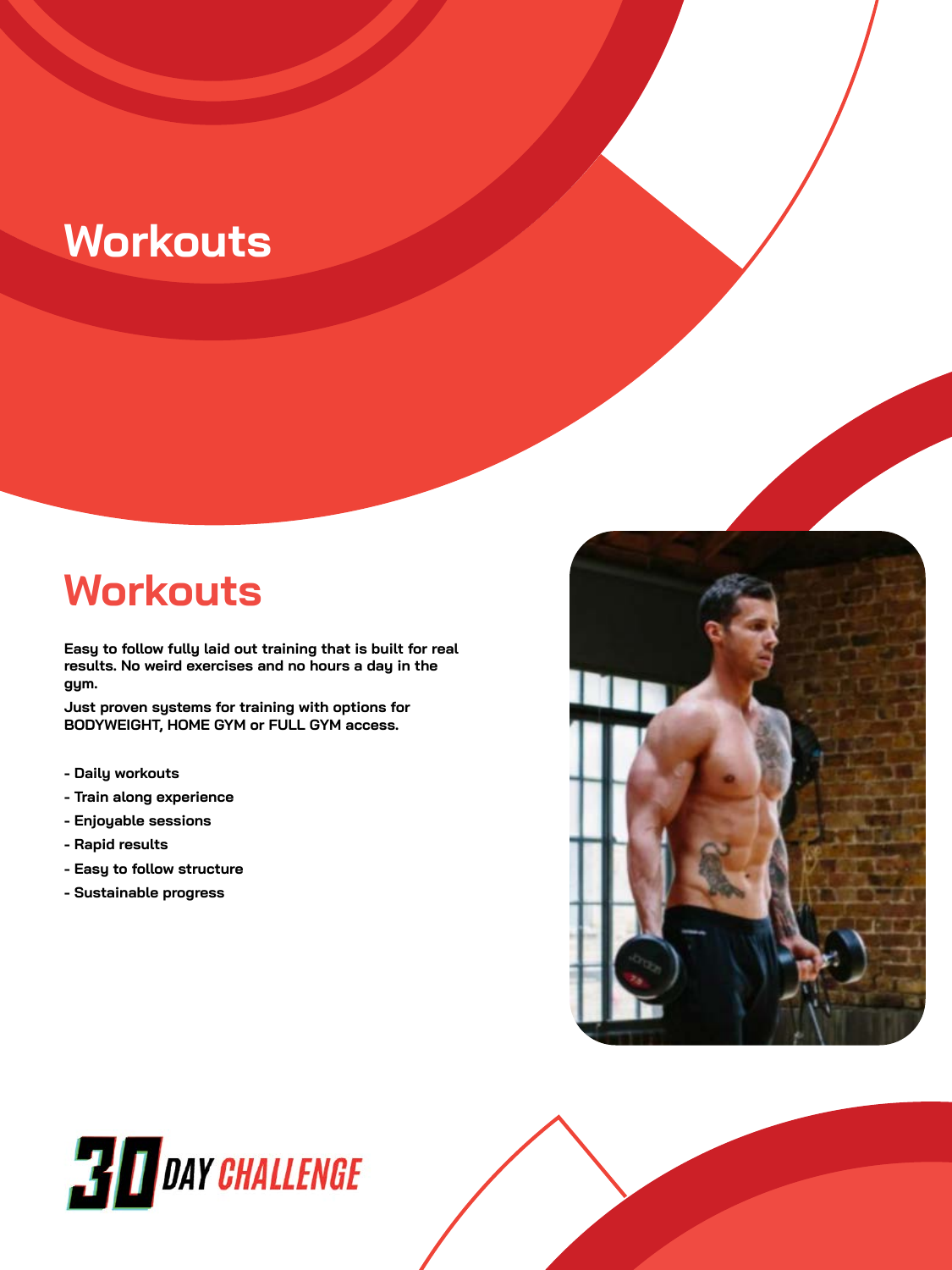# Workouts

## Workouts

**Easy to follow fully laid out training that is built for real results. No weird exercises and no hours a day in the gym.**

**Just proven systems for training with options for BODYWEIGHT, HOME GYM or FULL GYM access.**

- **Daily workouts**
- **Train along experience**
- **Enjoyable sessions**
- **Rapid results**
- **Easy to follow structure**
- **Sustainable progress**

30 DAY CHALLENGE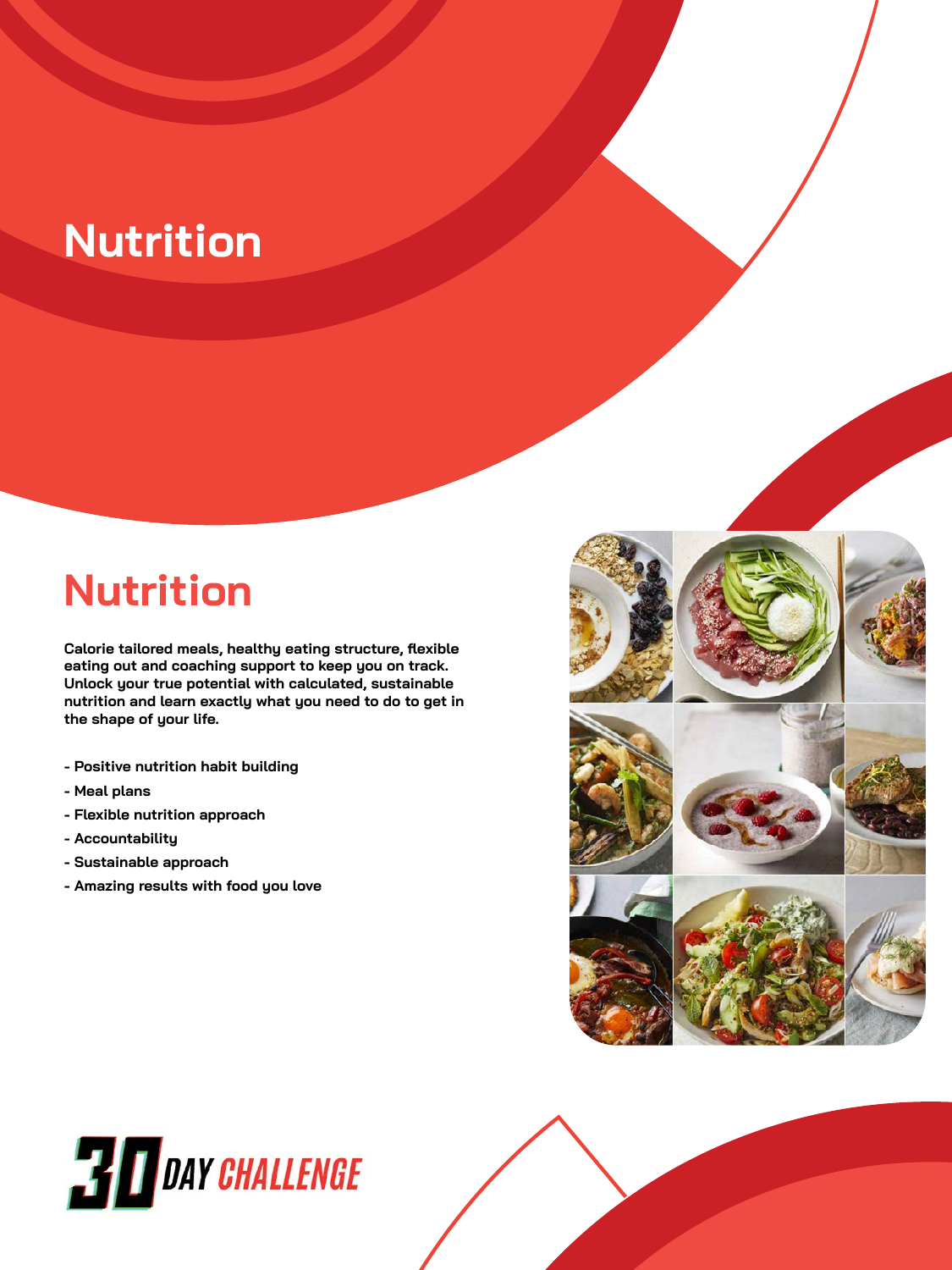# Nutrition

## Nutrition

**Calorie tailored meals, healthy eating structure, flexible eating out and coaching support to keep you on track. Unlock your true potential with calculated, sustainable nutrition and learn exactly what you need to do to get in the shape of your life.**

- **Positive nutrition habit building**
- **Meal plans**
- **Flexible nutrition approach**
- **Accountability**
- **Sustainable approach**
- **Amazing results with food you love**

30 DAY CHALLENGE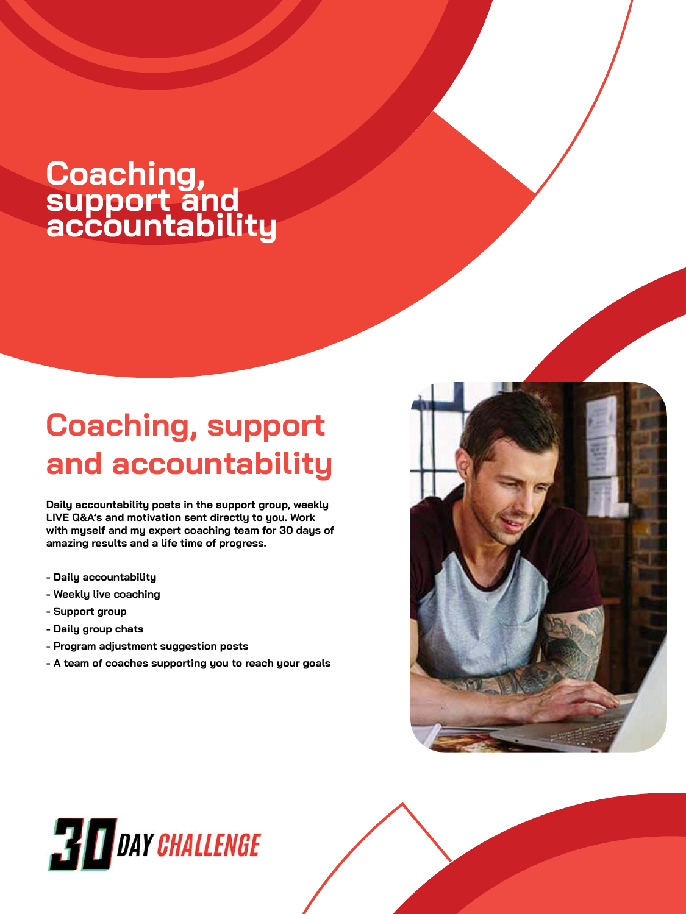# Coaching, support and accountability

## Coaching, support and accountability

**Daily accountability posts in the support group, weekly LIVE Q&A's and motivation sent directly to you. Work with myself and my expert coaching team for 30 days of amazing results and a life time of progress.**

- **- Daily accountability**
- **- Weekly live coaching**
- **- Support group**
- **- Daily group chats**
- **- Program adjustment suggestion posts**
- **- A team of coaches supporting you to reach your goals**

30 DAY CHALLENGE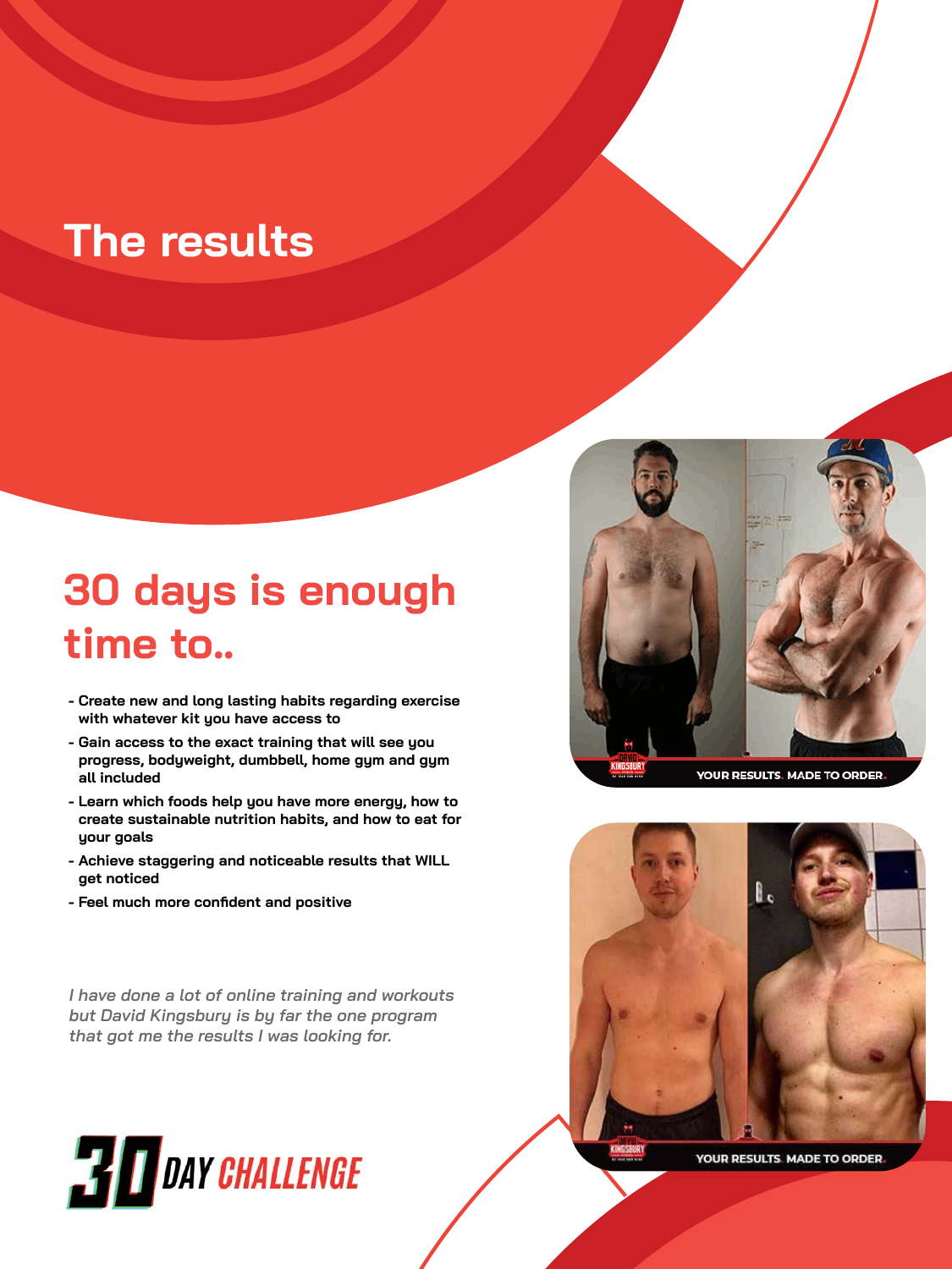# The results

## 30 days is enough time to..

- Create new and long lasting habits regarding exercise with whatever kit you have access to
- Gain access to the exact training that will see you progress, bodyweight, dumbbell, home gym and gym all included
- Learn which foods help you have more energy, how to create sustainable nutrition habits, and how to eat for your goals
- Achieve staggering and noticeable results that WILL get noticed
- Feel much more confident and positive

*I have done a lot of online training and workouts but David Kingsbury is by far the one program that got me the results I was looking for.*

YOUR RESULTS. MADE TO ORDER.

YOUR RESULTS. MADE TO ORDER.

30 DAY CHALLENGE